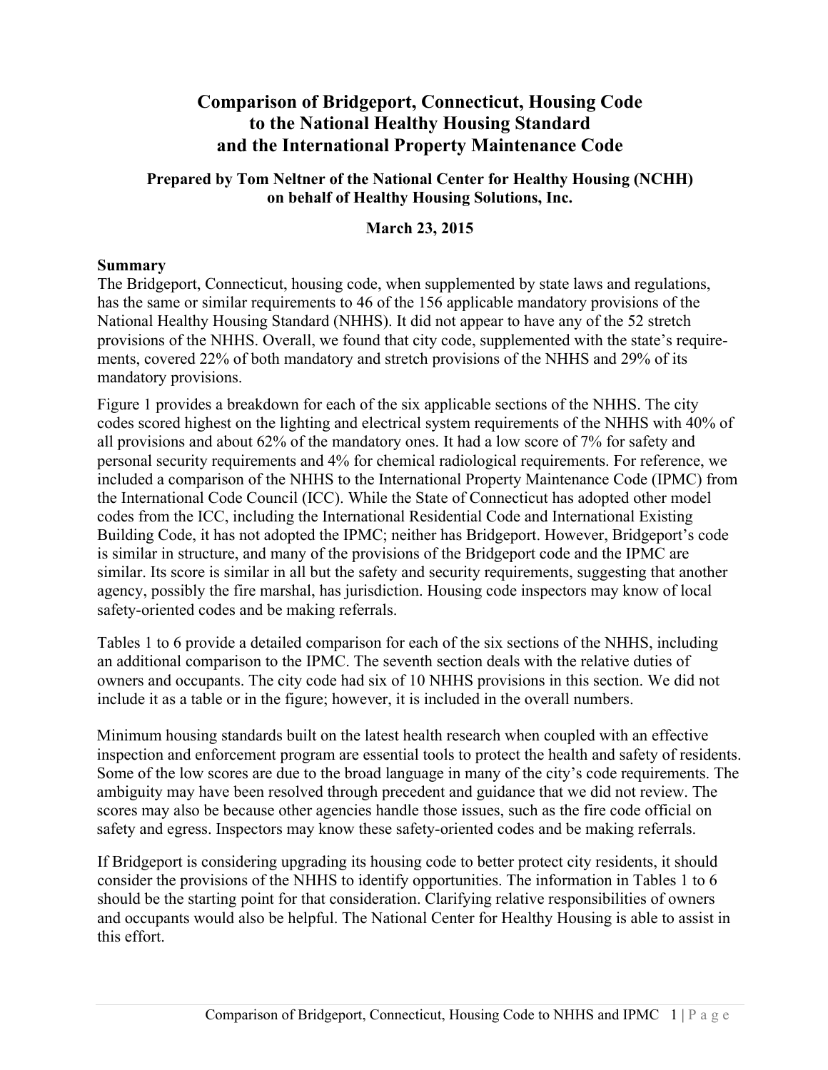# Comparison of Bridgeport, Connecticut, Housing Code to the National Healthy Housing Standard and the International Property Maintenance Code

**Prepared by Tom Neltner of the National Center for Healthy Housing (NCHH) on behalf of Healthy Housing Solutions, Inc.**

**March 23, 2015**

## Summary

The Bridgeport, Connecticut, housing code, when supplemented by state laws and regulations, has the same or similar requirements to 46 of the 156 applicable mandatory provisions of the National Healthy Housing Standard (NHHS). It did not appear to have any of the 52 stretch provisions of the NHHS. Overall, we found that city code, supplemented with the state's requirements, covered 22% of both mandatory and stretch provisions of the NHHS and 29% of its mandatory provisions.

Figure 1 provides a breakdown for each of the six applicable sections of the NHHS. The city codes scored highest on the lighting and electrical system requirements of the NHHS with 40% of all provisions and about 62% of the mandatory ones. It had a low score of 7% for safety and personal security requirements and 4% for chemical radiological requirements. For reference, we included a comparison of the NHHS to the International Property Maintenance Code (IPMC) from the International Code Council (ICC). While the State of Connecticut has adopted other model codes from the ICC, including the International Residential Code and International Existing Building Code, it has not adopted the IPMC; neither has Bridgeport. However, Bridgeport's code is similar in structure, and many of the provisions of the Bridgeport code and the IPMC are similar. Its score is similar in all but the safety and security requirements, suggesting that another agency, possibly the fire marshal, has jurisdiction. Housing code inspectors may know of local safety-oriented codes and be making referrals.

Tables 1 to 6 provide a detailed comparison for each of the six sections of the NHHS, including an additional comparison to the IPMC. The seventh section deals with the relative duties of owners and occupants. The city code had six of 10 NHHS provisions in this section. We did not include it as a table or in the figure; however, it is included in the overall numbers.

Minimum housing standards built on the latest health research when coupled with an effective inspection and enforcement program are essential tools to protect the health and safety of residents. Some of the low scores are due to the broad language in many of the city's code requirements. The ambiguity may have been resolved through precedent and guidance that we did not review. The scores may also be because other agencies handle those issues, such as the fire code official on safety and egress. Inspectors may know these safety-oriented codes and be making referrals.

If Bridgeport is considering upgrading its housing code to better protect city residents, it should consider the provisions of the NHHS to identify opportunities. The information in Tables 1 to 6 should be the starting point for that consideration. Clarifying relative responsibilities of owners and occupants would also be helpful. The National Center for Healthy Housing is able to assist in this effort.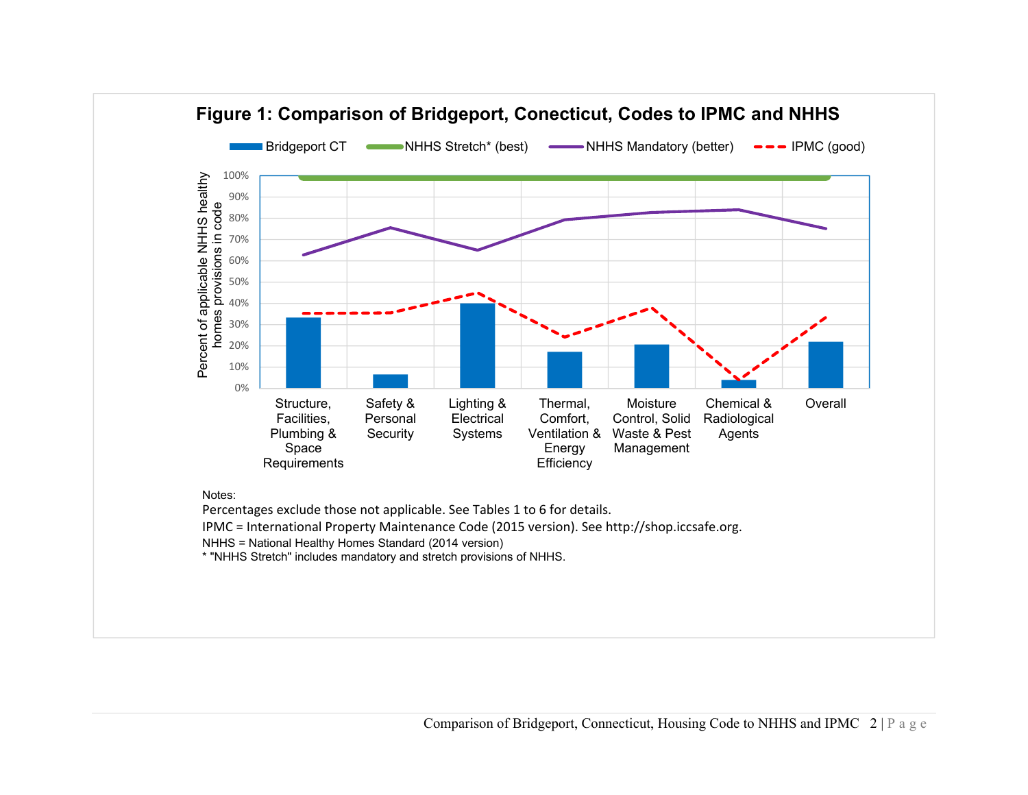**Figure 1: Comparison of Bridgeport, Conecticut, Codes to IPMC and NHHS**

Notes:

Percentages exclude those not applicable. See Tables 1 to 6 for details.

IPMC = International Property Maintenance Code (2015 version). See http://shop.iccsafe.org.

NHHS = National Healthy Homes Standard (2014 version)

* "NHHS Stretch" includes mandatory and stretch provisions of NHHS.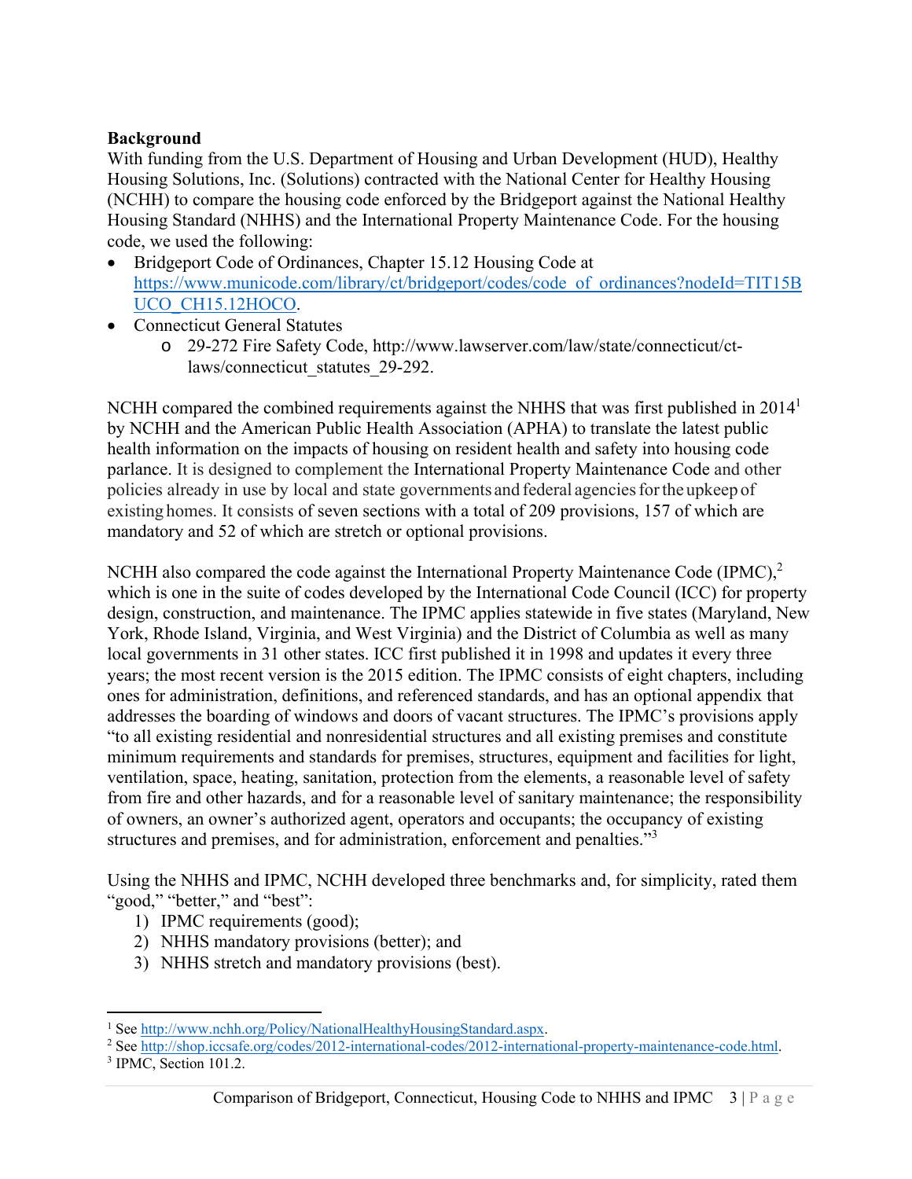**Background**

With funding from the U.S. Department of Housing and Urban Development (HUD), Healthy Housing Solutions, Inc. (Solutions) contracted with the National Center for Healthy Housing (NCHH) to compare the housing code enforced by the Bridgeport against the National Healthy Housing Standard (NHHS) and the International Property Maintenance Code. For the housing code, we used the following:

- Bridgeport Code of Ordinances, Chapter 15.12 Housing Code at [https://www.municode.com/library/ct/bridgeport/codes/code_of_ordinances?nodeId=TIT15BUCO_CH15.12HOCO](https://www.municode.com/library/ct/bridgeport/codes/code_of_ordinances?nodeId=TIT15BUCO_CH15.12HOCO).
- Connecticut General Statutes
  - 29-272 Fire Safety Code, http://www.lawserver.com/law/state/connecticut/ct-laws/connecticut_statutes_29-292.

NCHH compared the combined requirements against the NHHS that was first published in 2014[1] by NCHH and the American Public Health Association (APHA) to translate the latest public health information on the impacts of housing on resident health and safety into housing code parlance. It is designed to complement the International Property Maintenance Code and other policies already in use by local and state governments and federal agencies for the upkeep of existing homes. It consists of seven sections with a total of 209 provisions, 157 of which are mandatory and 52 of which are stretch or optional provisions.

NCHH also compared the code against the International Property Maintenance Code (IPMC),[2] which is one in the suite of codes developed by the International Code Council (ICC) for property design, construction, and maintenance. The IPMC applies statewide in five states (Maryland, New York, Rhode Island, Virginia, and West Virginia) and the District of Columbia as well as many local governments in 31 other states. ICC first published it in 1998 and updates it every three years; the most recent version is the 2015 edition. The IPMC consists of eight chapters, including ones for administration, definitions, and referenced standards, and has an optional appendix that addresses the boarding of windows and doors of vacant structures. The IPMC's provisions apply "to all existing residential and nonresidential structures and all existing premises and constitute minimum requirements and standards for premises, structures, equipment and facilities for light, ventilation, space, heating, sanitation, protection from the elements, a reasonable level of safety from fire and other hazards, and for a reasonable level of sanitary maintenance; the responsibility of owners, an owner's authorized agent, operators and occupants; the occupancy of existing structures and premises, and for administration, enforcement and penalties."[3]

Using the NHHS and IPMC, NCHH developed three benchmarks and, for simplicity, rated them "good," "better," and "best":

1) IPMC requirements (good);
2) NHHS mandatory provisions (better); and
3) NHHS stretch and mandatory provisions (best).

---

[1] See [http://www.nchh.org/Policy/NationalHealthyHousingStandard.aspx](http://www.nchh.org/Policy/NationalHealthyHousingStandard.aspx).

[2] See [http://shop.iccsafe.org/codes/2012-international-codes/2012-international-property-maintenance-code.html](http://shop.iccsafe.org/codes/2012-international-codes/2012-international-property-maintenance-code.html).

[3] IPMC, Section 101.2.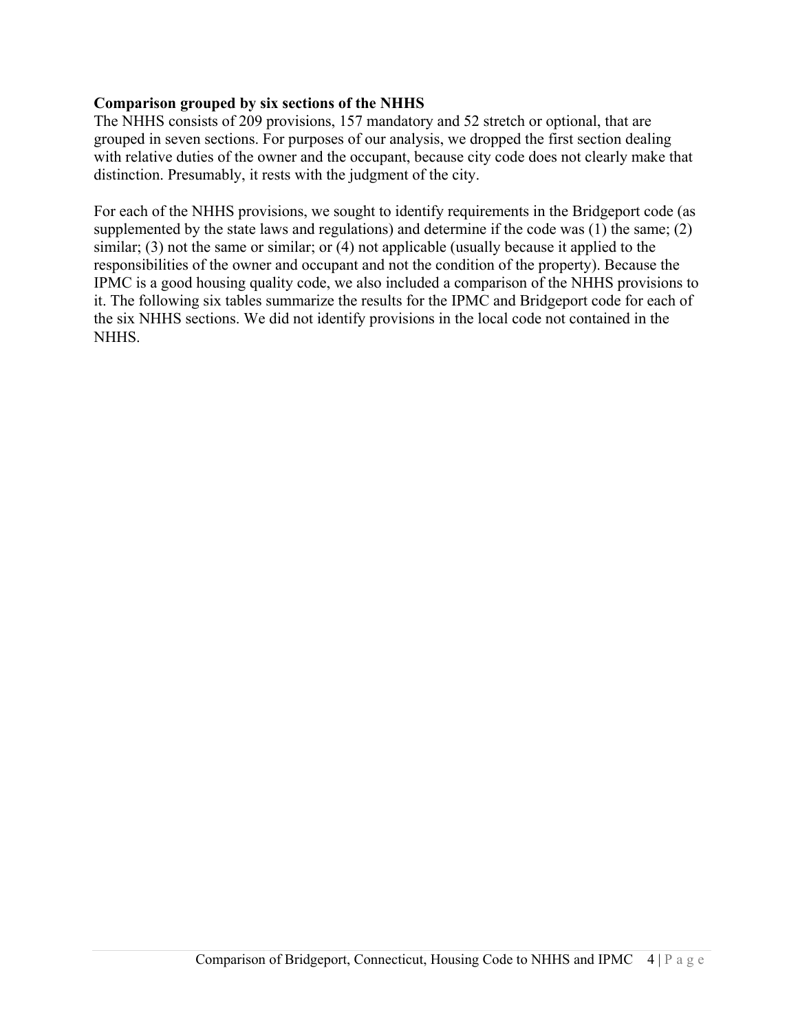**Comparison grouped by six sections of the NHHS**

The NHHS consists of 209 provisions, 157 mandatory and 52 stretch or optional, that are grouped in seven sections. For purposes of our analysis, we dropped the first section dealing with relative duties of the owner and the occupant, because city code does not clearly make that distinction. Presumably, it rests with the judgment of the city.

For each of the NHHS provisions, we sought to identify requirements in the Bridgeport code (as supplemented by the state laws and regulations) and determine if the code was (1) the same; (2) similar; (3) not the same or similar; or (4) not applicable (usually because it applied to the responsibilities of the owner and occupant and not the condition of the property). Because the IPMC is a good housing quality code, we also included a comparison of the NHHS provisions to it. The following six tables summarize the results for the IPMC and Bridgeport code for each of the six NHHS sections. We did not identify provisions in the local code not contained in the NHHS.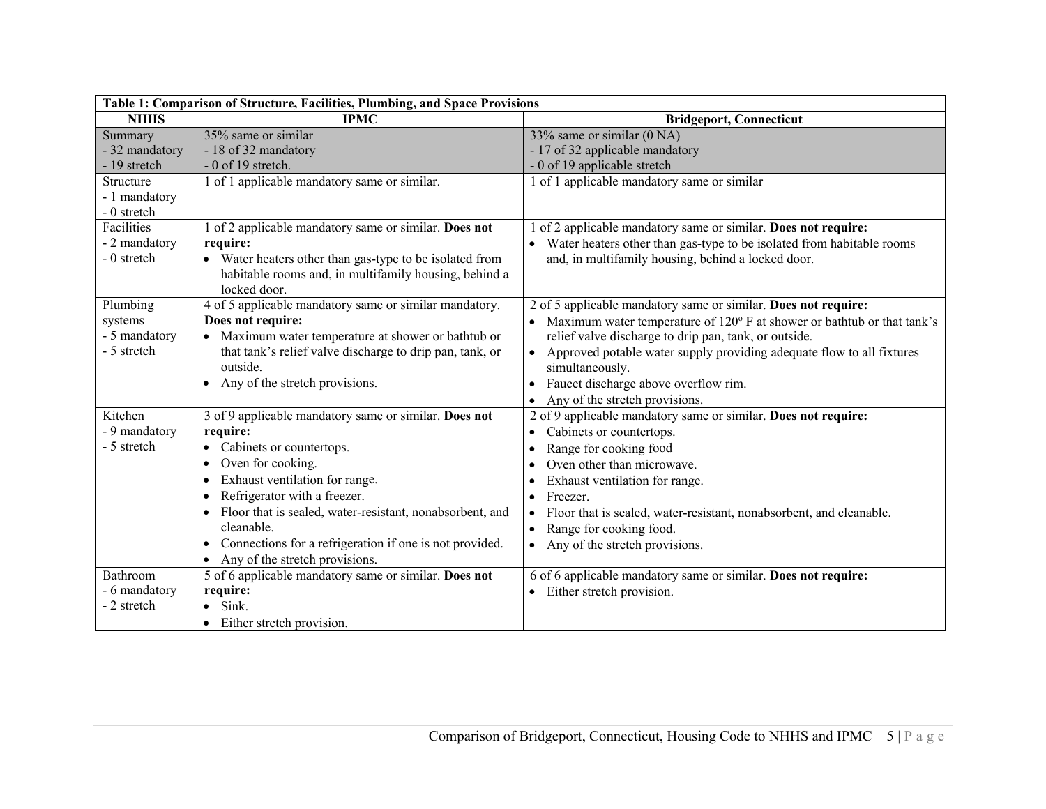**Table 1: Comparison of Structure, Facilities, Plumbing, and Space Provisions**

| NHHS | IPMC | Bridgeport, Connecticut |
|---|---|---|
| Summary<br>- 32 mandatory<br>- 19 stretch | 35% same or similar<br>- 18 of 32 mandatory<br>- 0 of 19 stretch. | 33% same or similar (0 NA)<br>- 17 of 32 applicable mandatory<br>- 0 of 19 applicable stretch |
| Structure<br>- 1 mandatory<br>- 0 stretch | 1 of 1 applicable mandatory same or similar. | 1 of 1 applicable mandatory same or similar |
| Facilities<br>- 2 mandatory<br>- 0 stretch | 1 of 2 applicable mandatory same or similar. **Does not require:**<br>• Water heaters other than gas-type to be isolated from habitable rooms and, in multifamily housing, behind a locked door. | 1 of 2 applicable mandatory same or similar. **Does not require:**<br>• Water heaters other than gas-type to be isolated from habitable rooms and, in multifamily housing, behind a locked door. |
| Plumbing systems<br>- 5 mandatory<br>- 5 stretch | 4 of 5 applicable mandatory same or similar mandatory. **Does not require:**<br>• Maximum water temperature at shower or bathtub or that tank's relief valve discharge to drip pan, tank, or outside.<br>• Any of the stretch provisions. | 2 of 5 applicable mandatory same or similar. **Does not require:**<br>• Maximum water temperature of 120° F at shower or bathtub or that tank's relief valve discharge to drip pan, tank, or outside.<br>• Approved potable water supply providing adequate flow to all fixtures simultaneously.<br>• Faucet discharge above overflow rim.<br>• Any of the stretch provisions. |
| Kitchen<br>- 9 mandatory<br>- 5 stretch | 3 of 9 applicable mandatory same or similar. **Does not require:**<br>• Cabinets or countertops.<br>• Oven for cooking.<br>• Exhaust ventilation for range.<br>• Refrigerator with a freezer.<br>• Floor that is sealed, water-resistant, nonabsorbent, and cleanable.<br>• Connections for a refrigeration if one is not provided.<br>• Any of the stretch provisions. | 2 of 9 applicable mandatory same or similar. **Does not require:**<br>• Cabinets or countertops.<br>• Range for cooking food<br>• Oven other than microwave.<br>• Exhaust ventilation for range.<br>• Freezer.<br>• Floor that is sealed, water-resistant, nonabsorbent, and cleanable.<br>• Range for cooking food.<br>• Any of the stretch provisions. |
| Bathroom<br>- 6 mandatory<br>- 2 stretch | 5 of 6 applicable mandatory same or similar. **Does not require:**<br>• Sink.<br>• Either stretch provision. | 6 of 6 applicable mandatory same or similar. **Does not require:**<br>• Either stretch provision. |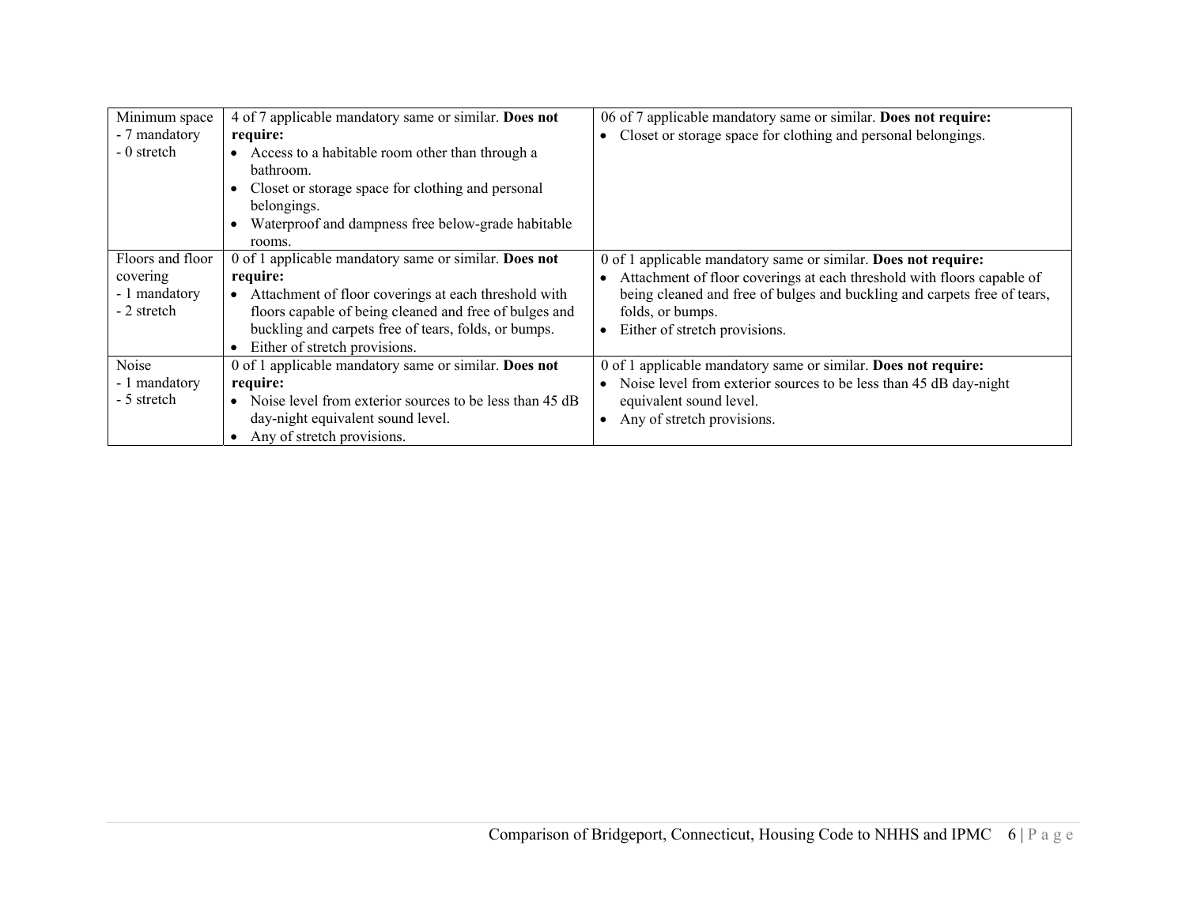| | | |
|---|---|---|
| Minimum space<br>- 7 mandatory<br>- 0 stretch | 4 of 7 applicable mandatory same or similar. **Does not require:**<br>• Access to a habitable room other than through a bathroom.<br>• Closet or storage space for clothing and personal belongings.<br>• Waterproof and dampness free below-grade habitable rooms. | 06 of 7 applicable mandatory same or similar. **Does not require:**<br>• Closet or storage space for clothing and personal belongings. |
| Floors and floor covering<br>- 1 mandatory<br>- 2 stretch | 0 of 1 applicable mandatory same or similar. **Does not require:**<br>• Attachment of floor coverings at each threshold with floors capable of being cleaned and free of bulges and buckling and carpets free of tears, folds, or bumps.<br>• Either of stretch provisions. | 0 of 1 applicable mandatory same or similar. **Does not require:**<br>• Attachment of floor coverings at each threshold with floors capable of being cleaned and free of bulges and buckling and carpets free of tears, folds, or bumps.<br>• Either of stretch provisions. |
| Noise<br>- 1 mandatory<br>- 5 stretch | 0 of 1 applicable mandatory same or similar. **Does not require:**<br>• Noise level from exterior sources to be less than 45 dB day-night equivalent sound level.<br>• Any of stretch provisions. | 0 of 1 applicable mandatory same or similar. **Does not require:**<br>• Noise level from exterior sources to be less than 45 dB day-night equivalent sound level.<br>• Any of stretch provisions. |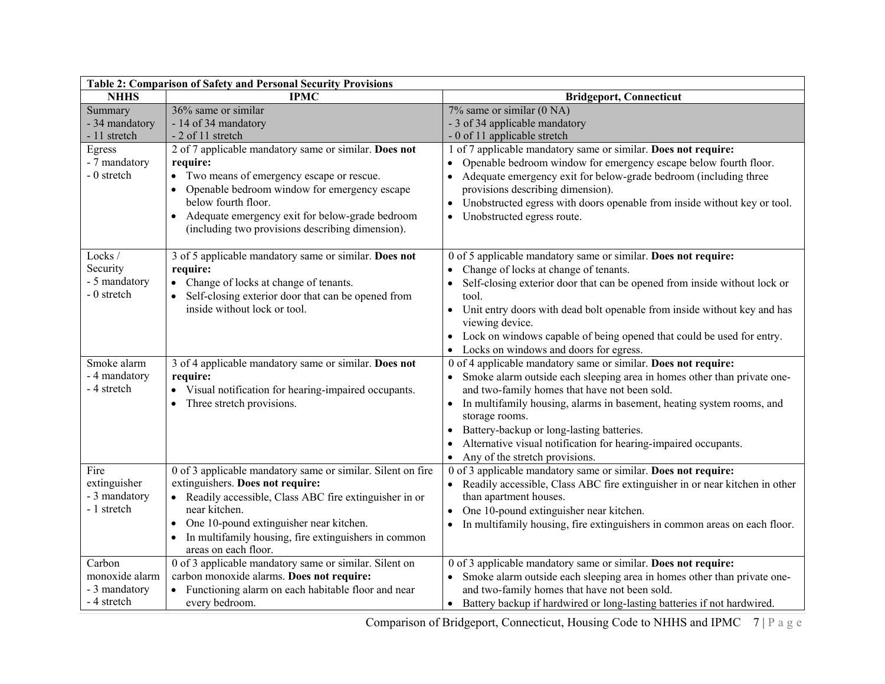**Table 2: Comparison of Safety and Personal Security Provisions**

| NHHS | IPMC | Bridgeport, Connecticut |
|---|---|---|
| Summary<br>- 34 mandatory<br>- 11 stretch | 36% same or similar<br>- 14 of 34 mandatory<br>- 2 of 11 stretch | 7% same or similar (0 NA)<br>- 3 of 34 applicable mandatory<br>- 0 of 11 applicable stretch |
| Egress<br>- 7 mandatory<br>- 0 stretch | 2 of 7 applicable mandatory same or similar. **Does not require:**<br>• Two means of emergency escape or rescue.<br>• Openable bedroom window for emergency escape below fourth floor.<br>• Adequate emergency exit for below-grade bedroom (including two provisions describing dimension). | 1 of 7 applicable mandatory same or similar. **Does not require:**<br>• Openable bedroom window for emergency escape below fourth floor.<br>• Adequate emergency exit for below-grade bedroom (including three provisions describing dimension).<br>• Unobstructed egress with doors openable from inside without key or tool.<br>• Unobstructed egress route. |
| Locks / Security<br>- 5 mandatory<br>- 0 stretch | 3 of 5 applicable mandatory same or similar. **Does not require:**<br>• Change of locks at change of tenants.<br>• Self-closing exterior door that can be opened from inside without lock or tool. | 0 of 5 applicable mandatory same or similar. **Does not require:**<br>• Change of locks at change of tenants.<br>• Self-closing exterior door that can be opened from inside without lock or tool.<br>• Unit entry doors with dead bolt openable from inside without key and has viewing device.<br>• Lock on windows capable of being opened that could be used for entry.<br>• Locks on windows and doors for egress. |
| Smoke alarm<br>- 4 mandatory<br>- 4 stretch | 3 of 4 applicable mandatory same or similar. **Does not require:**<br>• Visual notification for hearing-impaired occupants.<br>• Three stretch provisions. | 0 of 4 applicable mandatory same or similar. **Does not require:**<br>• Smoke alarm outside each sleeping area in homes other than private one- and two-family homes that have not been sold.<br>• In multifamily housing, alarms in basement, heating system rooms, and storage rooms.<br>• Battery-backup or long-lasting batteries.<br>• Alternative visual notification for hearing-impaired occupants.<br>• Any of the stretch provisions. |
| Fire extinguisher<br>- 3 mandatory<br>- 1 stretch | 0 of 3 applicable mandatory same or similar. Silent on fire extinguishers. **Does not require:**<br>• Readily accessible, Class ABC fire extinguisher in or near kitchen.<br>• One 10-pound extinguisher near kitchen.<br>• In multifamily housing, fire extinguishers in common areas on each floor. | 0 of 3 applicable mandatory same or similar. **Does not require:**<br>• Readily accessible, Class ABC fire extinguisher in or near kitchen in other than apartment houses.<br>• One 10-pound extinguisher near kitchen.<br>• In multifamily housing, fire extinguishers in common areas on each floor. |
| Carbon monoxide alarm<br>- 3 mandatory<br>- 4 stretch | 0 of 3 applicable mandatory same or similar. Silent on carbon monoxide alarms. **Does not require:**<br>• Functioning alarm on each habitable floor and near every bedroom. | 0 of 3 applicable mandatory same or similar. **Does not require:**<br>• Smoke alarm outside each sleeping area in homes other than private one- and two-family homes that have not been sold.<br>• Battery backup if hardwired or long-lasting batteries if not hardwired. |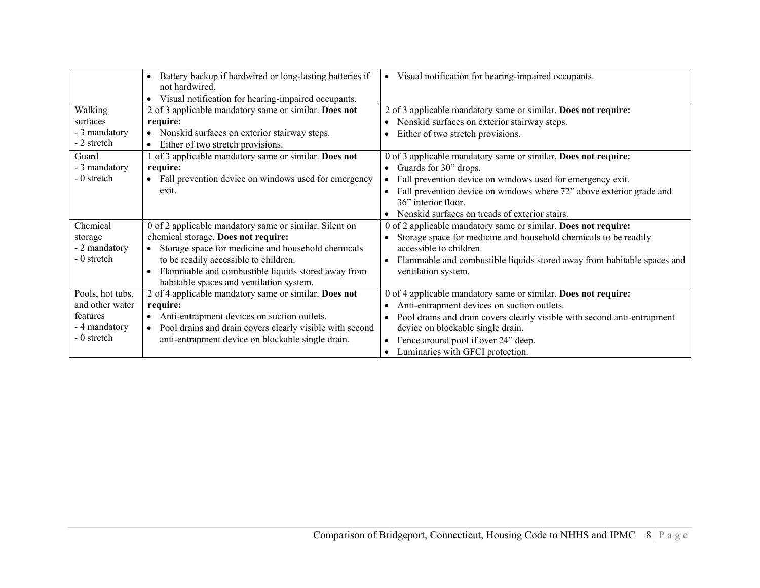| | | |
|---|---|---|
| | • Battery backup if hardwired or long-lasting batteries if not hardwired.<br>• Visual notification for hearing-impaired occupants. | • Visual notification for hearing-impaired occupants. |
| Walking surfaces<br>- 3 mandatory<br>- 2 stretch | 2 of 3 applicable mandatory same or similar. **Does not require:**<br>• Nonskid surfaces on exterior stairway steps.<br>• Either of two stretch provisions. | 2 of 3 applicable mandatory same or similar. **Does not require:**<br>• Nonskid surfaces on exterior stairway steps.<br>• Either of two stretch provisions. |
| Guard<br>- 3 mandatory<br>- 0 stretch | 1 of 3 applicable mandatory same or similar. **Does not require:**<br>• Fall prevention device on windows used for emergency exit. | 0 of 3 applicable mandatory same or similar. **Does not require:**<br>• Guards for 30" drops.<br>• Fall prevention device on windows used for emergency exit.<br>• Fall prevention device on windows where 72" above exterior grade and 36" interior floor.<br>• Nonskid surfaces on treads of exterior stairs. |
| Chemical storage<br>- 2 mandatory<br>- 0 stretch | 0 of 2 applicable mandatory same or similar. Silent on chemical storage. **Does not require:**<br>• Storage space for medicine and household chemicals to be readily accessible to children.<br>• Flammable and combustible liquids stored away from habitable spaces and ventilation system. | 0 of 2 applicable mandatory same or similar. **Does not require:**<br>• Storage space for medicine and household chemicals to be readily accessible to children.<br>• Flammable and combustible liquids stored away from habitable spaces and ventilation system. |
| Pools, hot tubs, and other water features<br>- 4 mandatory<br>- 0 stretch | 2 of 4 applicable mandatory same or similar. **Does not require:**<br>• Anti-entrapment devices on suction outlets.<br>• Pool drains and drain covers clearly visible with second anti-entrapment device on blockable single drain. | 0 of 4 applicable mandatory same or similar. **Does not require:**<br>• Anti-entrapment devices on suction outlets.<br>• Pool drains and drain covers clearly visible with second anti-entrapment device on blockable single drain.<br>• Fence around pool if over 24" deep.<br>• Luminaries with GFCI protection. |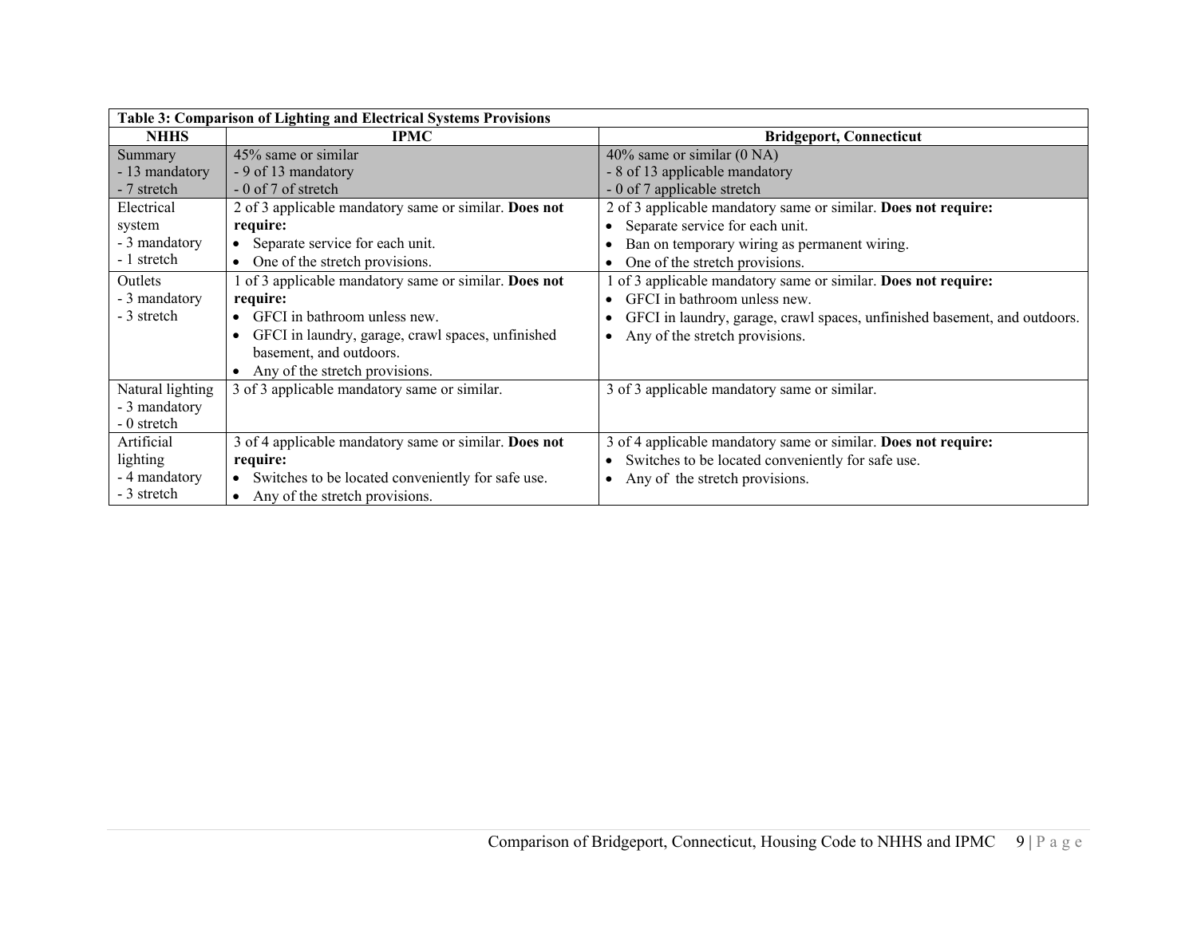**Table 3: Comparison of Lighting and Electrical Systems Provisions**

| NHHS | IPMC | Bridgeport, Connecticut |
|---|---|---|
| Summary<br>- 13 mandatory<br>- 7 stretch | 45% same or similar<br>- 9 of 13 mandatory<br>- 0 of 7 of stretch | 40% same or similar (0 NA)<br>- 8 of 13 applicable mandatory<br>- 0 of 7 applicable stretch |
| Electrical system<br>- 3 mandatory<br>- 1 stretch | 2 of 3 applicable mandatory same or similar. **Does not require:**<br>• Separate service for each unit.<br>• One of the stretch provisions. | 2 of 3 applicable mandatory same or similar. **Does not require:**<br>• Separate service for each unit.<br>• Ban on temporary wiring as permanent wiring.<br>• One of the stretch provisions. |
| Outlets<br>- 3 mandatory<br>- 3 stretch | 1 of 3 applicable mandatory same or similar. **Does not require:**<br>• GFCI in bathroom unless new.<br>• GFCI in laundry, garage, crawl spaces, unfinished basement, and outdoors.<br>• Any of the stretch provisions. | 1 of 3 applicable mandatory same or similar. **Does not require:**<br>• GFCI in bathroom unless new.<br>• GFCI in laundry, garage, crawl spaces, unfinished basement, and outdoors.<br>• Any of the stretch provisions. |
| Natural lighting<br>- 3 mandatory<br>- 0 stretch | 3 of 3 applicable mandatory same or similar. | 3 of 3 applicable mandatory same or similar. |
| Artificial lighting<br>- 4 mandatory<br>- 3 stretch | 3 of 4 applicable mandatory same or similar. **Does not require:**<br>• Switches to be located conveniently for safe use.<br>• Any of the stretch provisions. | 3 of 4 applicable mandatory same or similar. **Does not require:**<br>• Switches to be located conveniently for safe use.<br>• Any of the stretch provisions. |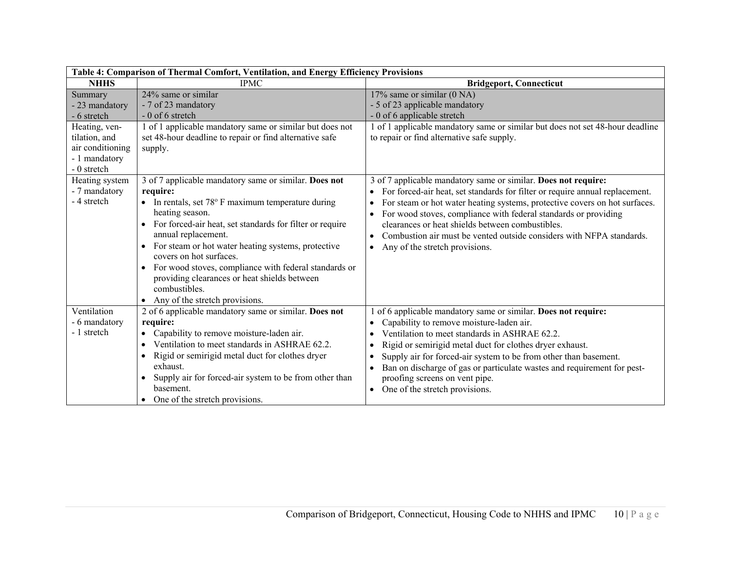| Table 4: Comparison of Thermal Comfort, Ventilation, and Energy Efficiency Provisions | | |
|---|---|---|
| **NHHS** | IPMC | **Bridgeport, Connecticut** |
| Summary<br>- 23 mandatory<br>- 6 stretch | 24% same or similar<br>- 7 of 23 mandatory<br>- 0 of 6 stretch | 17% same or similar (0 NA)<br>- 5 of 23 applicable mandatory<br>- 0 of 6 applicable stretch |
| Heating, ventilation, and air conditioning<br>- 1 mandatory<br>- 0 stretch | 1 of 1 applicable mandatory same or similar but does not set 48-hour deadline to repair or find alternative safe supply. | 1 of 1 applicable mandatory same or similar but does not set 48-hour deadline to repair or find alternative safe supply. |
| Heating system<br>- 7 mandatory<br>- 4 stretch | 3 of 7 applicable mandatory same or similar. **Does not require:**<br>• In rentals, set 78º F maximum temperature during heating season.<br>• For forced-air heat, set standards for filter or require annual replacement.<br>• For steam or hot water heating systems, protective covers on hot surfaces.<br>• For wood stoves, compliance with federal standards or providing clearances or heat shields between combustibles.<br>• Any of the stretch provisions. | 3 of 7 applicable mandatory same or similar. **Does not require:**<br>• For forced-air heat, set standards for filter or require annual replacement.<br>• For steam or hot water heating systems, protective covers on hot surfaces.<br>• For wood stoves, compliance with federal standards or providing clearances or heat shields between combustibles.<br>• Combustion air must be vented outside considers with NFPA standards.<br>• Any of the stretch provisions. |
| Ventilation<br>- 6 mandatory<br>- 1 stretch | 2 of 6 applicable mandatory same or similar. **Does not require:**<br>• Capability to remove moisture-laden air.<br>• Ventilation to meet standards in ASHRAE 62.2.<br>• Rigid or semirigid metal duct for clothes dryer exhaust.<br>• Supply air for forced-air system to be from other than basement.<br>• One of the stretch provisions. | 1 of 6 applicable mandatory same or similar. **Does not require:**<br>• Capability to remove moisture-laden air.<br>• Ventilation to meet standards in ASHRAE 62.2.<br>• Rigid or semirigid metal duct for clothes dryer exhaust.<br>• Supply air for forced-air system to be from other than basement.<br>• Ban on discharge of gas or particulate wastes and requirement for pest-proofing screens on vent pipe.<br>• One of the stretch provisions. |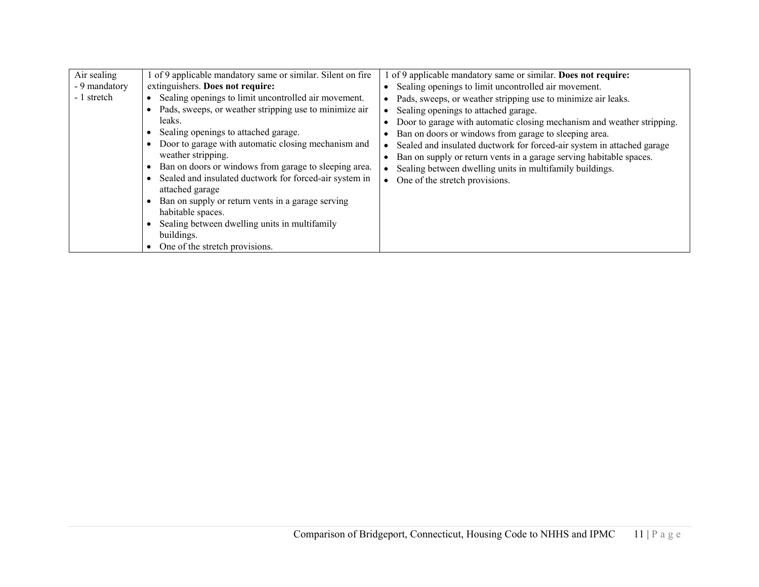| | | |
|---|---|---|
| Air sealing<br>- 9 mandatory<br>- 1 stretch | 1 of 9 applicable mandatory same or similar. Silent on fire extinguishers. **Does not require:**<br>• Sealing openings to limit uncontrolled air movement.<br>• Pads, sweeps, or weather stripping use to minimize air leaks.<br>• Sealing openings to attached garage.<br>• Door to garage with automatic closing mechanism and weather stripping.<br>• Ban on doors or windows from garage to sleeping area.<br>• Sealed and insulated ductwork for forced-air system in attached garage<br>• Ban on supply or return vents in a garage serving habitable spaces.<br>• Sealing between dwelling units in multifamily buildings.<br>• One of the stretch provisions. | 1 of 9 applicable mandatory same or similar. **Does not require:**<br>• Sealing openings to limit uncontrolled air movement.<br>• Pads, sweeps, or weather stripping use to minimize air leaks.<br>• Sealing openings to attached garage.<br>• Door to garage with automatic closing mechanism and weather stripping.<br>• Ban on doors or windows from garage to sleeping area.<br>• Sealed and insulated ductwork for forced-air system in attached garage<br>• Ban on supply or return vents in a garage serving habitable spaces.<br>• Sealing between dwelling units in multifamily buildings.<br>• One of the stretch provisions. |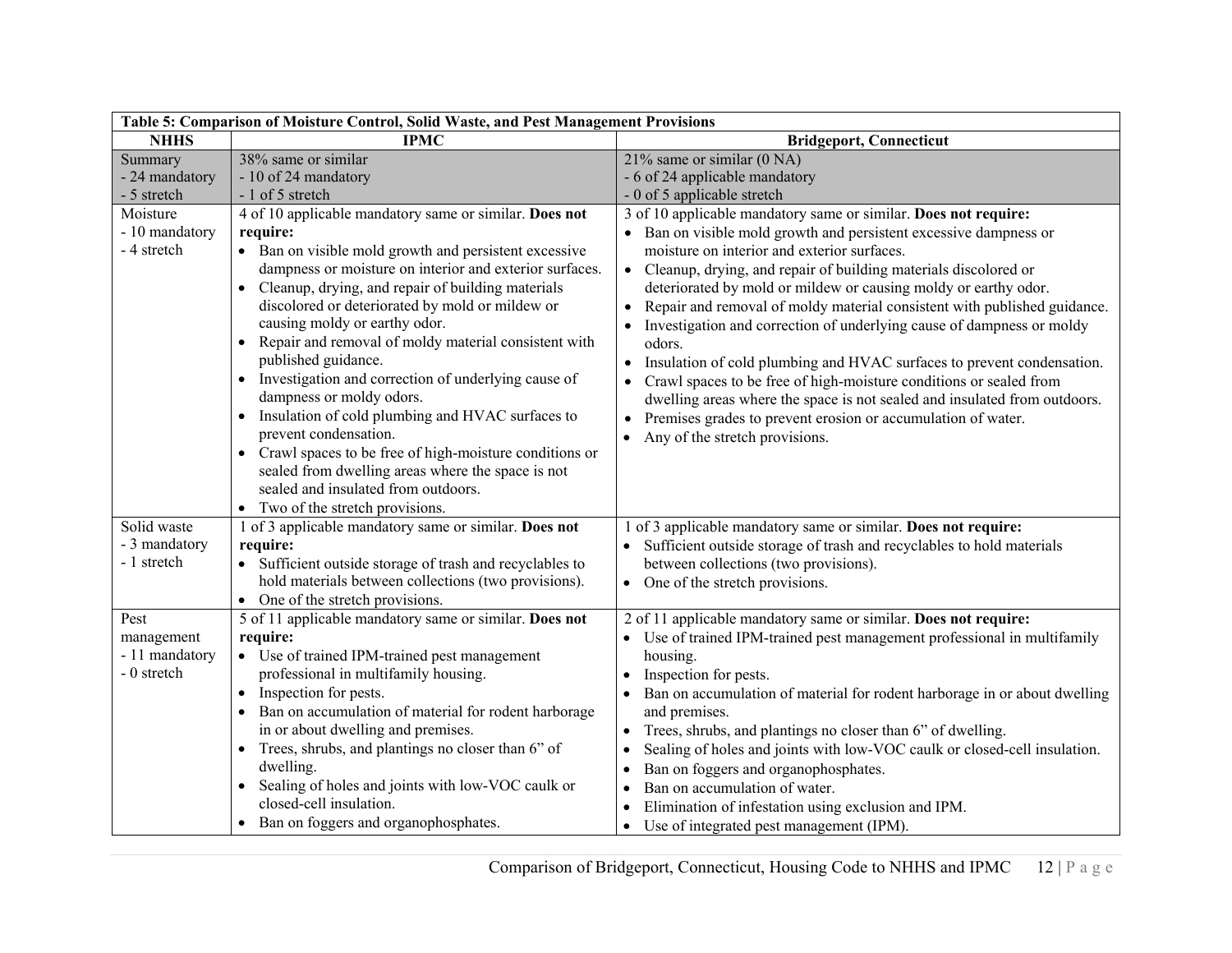| Table 5: Comparison of Moisture Control, Solid Waste, and Pest Management Provisions | | |
|---|---|---|
| **NHHS** | **IPMC** | **Bridgeport, Connecticut** |
| Summary<br>- 24 mandatory<br>- 5 stretch | 38% same or similar<br>- 10 of 24 mandatory<br>- 1 of 5 stretch | 21% same or similar (0 NA)<br>- 6 of 24 applicable mandatory<br>- 0 of 5 applicable stretch |
| Moisture<br>- 10 mandatory<br>- 4 stretch | 4 of 10 applicable mandatory same or similar. **Does not require:**<br>• Ban on visible mold growth and persistent excessive dampness or moisture on interior and exterior surfaces.<br>• Cleanup, drying, and repair of building materials discolored or deteriorated by mold or mildew or causing moldy or earthy odor.<br>• Repair and removal of moldy material consistent with published guidance.<br>• Investigation and correction of underlying cause of dampness or moldy odors.<br>• Insulation of cold plumbing and HVAC surfaces to prevent condensation.<br>• Crawl spaces to be free of high-moisture conditions or sealed from dwelling areas where the space is not sealed and insulated from outdoors.<br>• Two of the stretch provisions. | 3 of 10 applicable mandatory same or similar. **Does not require:**<br>• Ban on visible mold growth and persistent excessive dampness or moisture on interior and exterior surfaces.<br>• Cleanup, drying, and repair of building materials discolored or deteriorated by mold or mildew or causing moldy or earthy odor.<br>• Repair and removal of moldy material consistent with published guidance.<br>• Investigation and correction of underlying cause of dampness or moldy odors.<br>• Insulation of cold plumbing and HVAC surfaces to prevent condensation.<br>• Crawl spaces to be free of high-moisture conditions or sealed from dwelling areas where the space is not sealed and insulated from outdoors.<br>• Premises grades to prevent erosion or accumulation of water.<br>• Any of the stretch provisions. |
| Solid waste<br>- 3 mandatory<br>- 1 stretch | 1 of 3 applicable mandatory same or similar. **Does not require:**<br>• Sufficient outside storage of trash and recyclables to hold materials between collections (two provisions).<br>• One of the stretch provisions. | 1 of 3 applicable mandatory same or similar. **Does not require:**<br>• Sufficient outside storage of trash and recyclables to hold materials between collections (two provisions).<br>• One of the stretch provisions. |
| Pest management<br>- 11 mandatory<br>- 0 stretch | 5 of 11 applicable mandatory same or similar. **Does not require:**<br>• Use of trained IPM-trained pest management professional in multifamily housing.<br>• Inspection for pests.<br>• Ban on accumulation of material for rodent harborage in or about dwelling and premises.<br>• Trees, shrubs, and plantings no closer than 6" of dwelling.<br>• Sealing of holes and joints with low-VOC caulk or closed-cell insulation.<br>• Ban on foggers and organophosphates. | 2 of 11 applicable mandatory same or similar. **Does not require:**<br>• Use of trained IPM-trained pest management professional in multifamily housing.<br>• Inspection for pests.<br>• Ban on accumulation of material for rodent harborage in or about dwelling and premises.<br>• Trees, shrubs, and plantings no closer than 6" of dwelling.<br>• Sealing of holes and joints with low-VOC caulk or closed-cell insulation.<br>• Ban on foggers and organophosphates.<br>• Ban on accumulation of water.<br>• Elimination of infestation using exclusion and IPM.<br>• Use of integrated pest management (IPM). |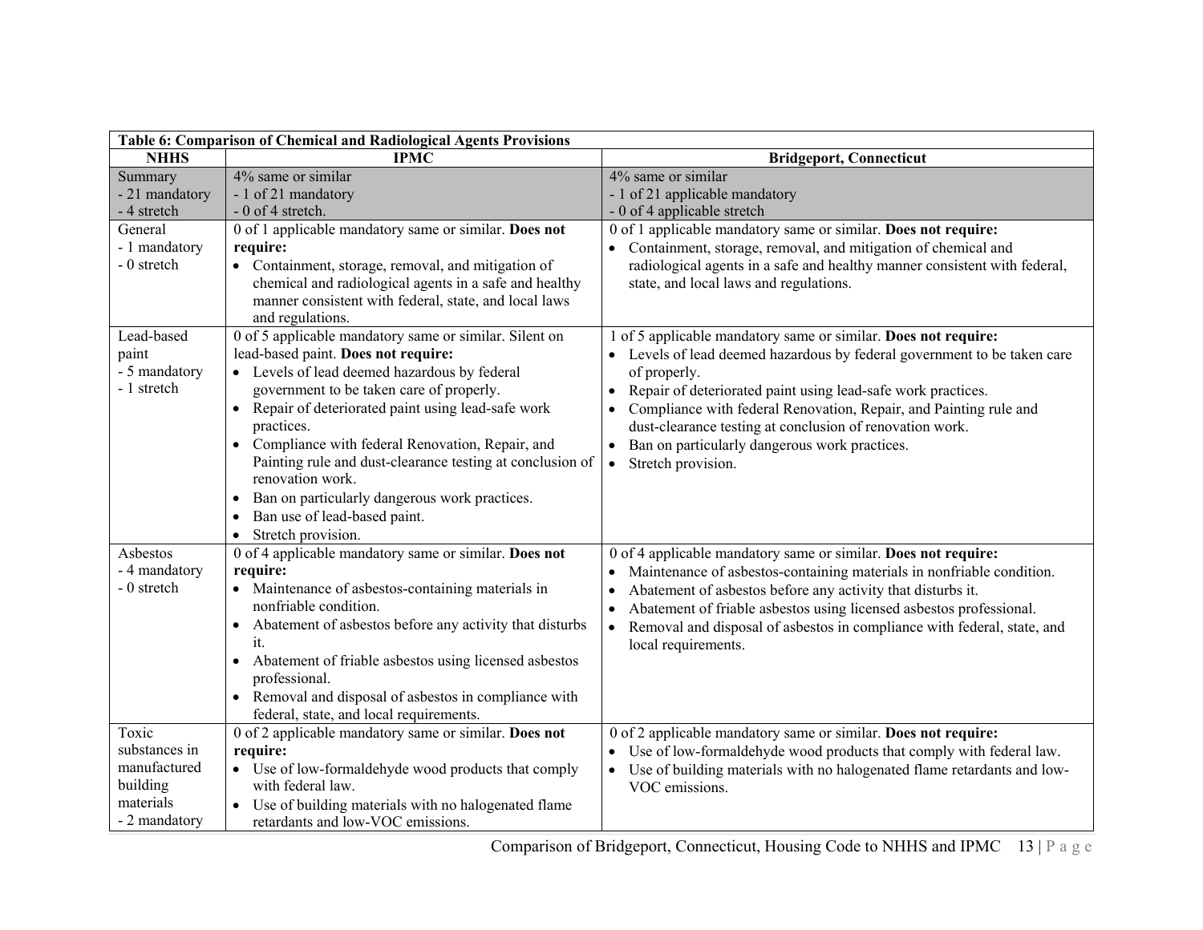| Table 6: Comparison of Chemical and Radiological Agents Provisions | | |
|---|---|---|
| **NHHS** | **IPMC** | **Bridgeport, Connecticut** |
| Summary<br>- 21 mandatory<br>- 4 stretch | 4% same or similar<br>- 1 of 21 mandatory<br>- 0 of 4 stretch. | 4% same or similar<br>- 1 of 21 applicable mandatory<br>- 0 of 4 applicable stretch |
| General<br>- 1 mandatory<br>- 0 stretch | 0 of 1 applicable mandatory same or similar. **Does not require:**<br>• Containment, storage, removal, and mitigation of chemical and radiological agents in a safe and healthy manner consistent with federal, state, and local laws and regulations. | 0 of 1 applicable mandatory same or similar. **Does not require:**<br>• Containment, storage, removal, and mitigation of chemical and radiological agents in a safe and healthy manner consistent with federal, state, and local laws and regulations. |
| Lead-based paint<br>- 5 mandatory<br>- 1 stretch | 0 of 5 applicable mandatory same or similar. Silent on lead-based paint. **Does not require:**<br>• Levels of lead deemed hazardous by federal government to be taken care of properly.<br>• Repair of deteriorated paint using lead-safe work practices.<br>• Compliance with federal Renovation, Repair, and Painting rule and dust-clearance testing at conclusion of renovation work.<br>• Ban on particularly dangerous work practices.<br>• Ban use of lead-based paint.<br>• Stretch provision. | 1 of 5 applicable mandatory same or similar. **Does not require:**<br>• Levels of lead deemed hazardous by federal government to be taken care of properly.<br>• Repair of deteriorated paint using lead-safe work practices.<br>• Compliance with federal Renovation, Repair, and Painting rule and dust-clearance testing at conclusion of renovation work.<br>• Ban on particularly dangerous work practices.<br>• Stretch provision. |
| Asbestos<br>- 4 mandatory<br>- 0 stretch | 0 of 4 applicable mandatory same or similar. **Does not require:**<br>• Maintenance of asbestos-containing materials in nonfriable condition.<br>• Abatement of asbestos before any activity that disturbs it.<br>• Abatement of friable asbestos using licensed asbestos professional.<br>• Removal and disposal of asbestos in compliance with federal, state, and local requirements. | 0 of 4 applicable mandatory same or similar. **Does not require:**<br>• Maintenance of asbestos-containing materials in nonfriable condition.<br>• Abatement of asbestos before any activity that disturbs it.<br>• Abatement of friable asbestos using licensed asbestos professional.<br>• Removal and disposal of asbestos in compliance with federal, state, and local requirements. |
| Toxic substances in manufactured building materials<br>- 2 mandatory | 0 of 2 applicable mandatory same or similar. **Does not require:**<br>• Use of low-formaldehyde wood products that comply with federal law.<br>• Use of building materials with no halogenated flame retardants and low-VOC emissions. | 0 of 2 applicable mandatory same or similar. **Does not require:**<br>• Use of low-formaldehyde wood products that comply with federal law.<br>• Use of building materials with no halogenated flame retardants and low-VOC emissions. |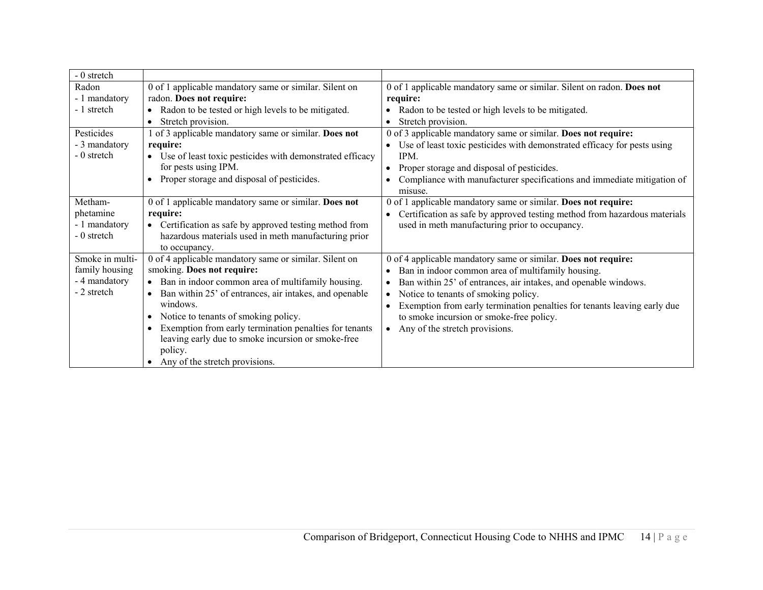| | | |
|---|---|---|
| - 0 stretch | | |
| Radon<br>- 1 mandatory<br>- 1 stretch | 0 of 1 applicable mandatory same or similar. Silent on radon. **Does not require:**<br>• Radon to be tested or high levels to be mitigated.<br>• Stretch provision. | 0 of 1 applicable mandatory same or similar. Silent on radon. **Does not require:**<br>• Radon to be tested or high levels to be mitigated.<br>• Stretch provision. |
| Pesticides<br>- 3 mandatory<br>- 0 stretch | 1 of 3 applicable mandatory same or similar. **Does not require:**<br>• Use of least toxic pesticides with demonstrated efficacy for pests using IPM.<br>• Proper storage and disposal of pesticides. | 0 of 3 applicable mandatory same or similar. **Does not require:**<br>• Use of least toxic pesticides with demonstrated efficacy for pests using IPM.<br>• Proper storage and disposal of pesticides.<br>• Compliance with manufacturer specifications and immediate mitigation of misuse. |
| Metham-phetamine<br>- 1 mandatory<br>- 0 stretch | 0 of 1 applicable mandatory same or similar. **Does not require:**<br>• Certification as safe by approved testing method from hazardous materials used in meth manufacturing prior to occupancy. | 0 of 1 applicable mandatory same or similar. **Does not require:**<br>• Certification as safe by approved testing method from hazardous materials used in meth manufacturing prior to occupancy. |
| Smoke in multi-family housing<br>- 4 mandatory<br>- 2 stretch | 0 of 4 applicable mandatory same or similar. Silent on smoking. **Does not require:**<br>• Ban in indoor common area of multifamily housing.<br>• Ban within 25' of entrances, air intakes, and openable windows.<br>• Notice to tenants of smoking policy.<br>• Exemption from early termination penalties for tenants leaving early due to smoke incursion or smoke-free policy.<br>• Any of the stretch provisions. | 0 of 4 applicable mandatory same or similar. **Does not require:**<br>• Ban in indoor common area of multifamily housing.<br>• Ban within 25' of entrances, air intakes, and openable windows.<br>• Notice to tenants of smoking policy.<br>• Exemption from early termination penalties for tenants leaving early due to smoke incursion or smoke-free policy.<br>• Any of the stretch provisions. |